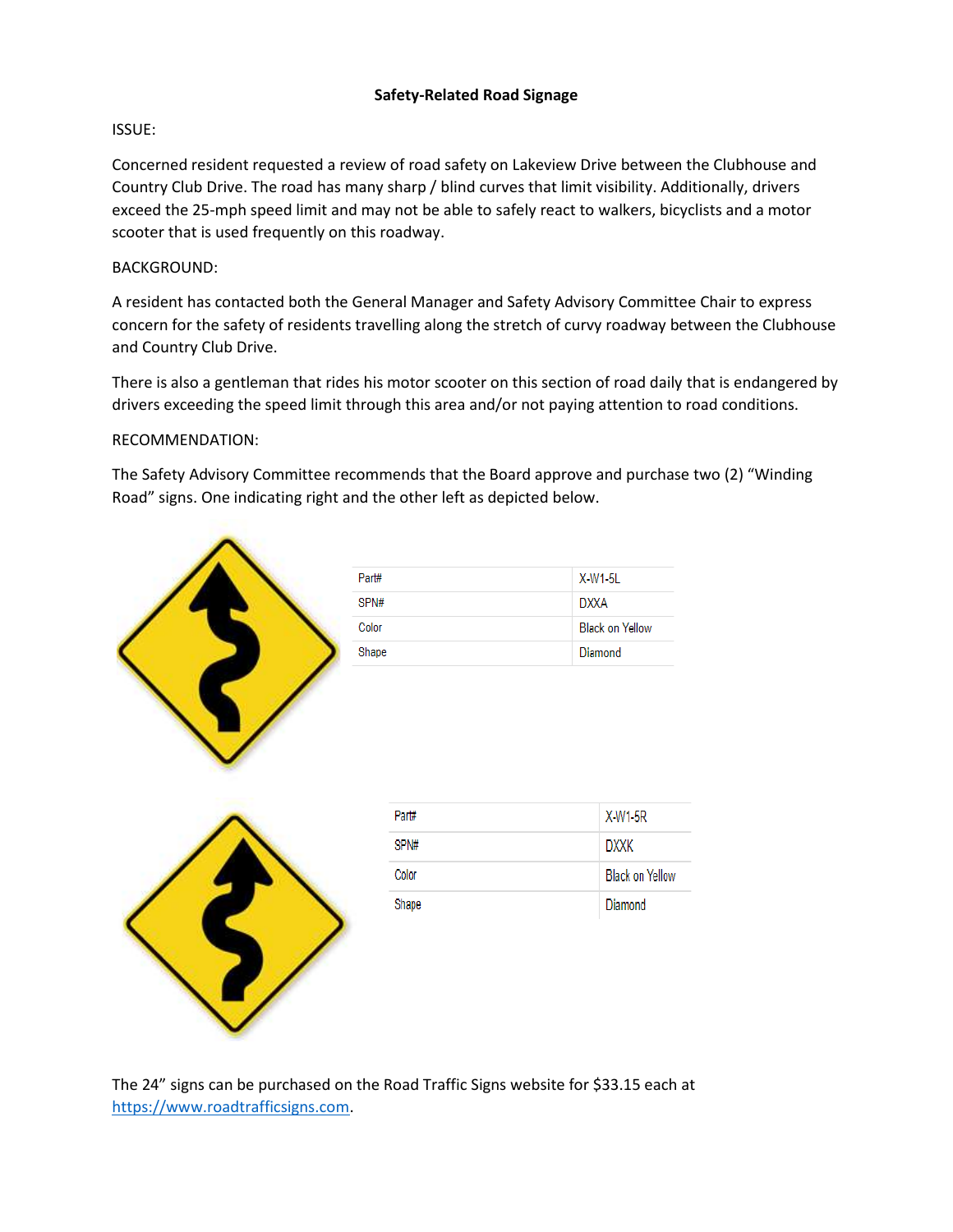# Safety-Related Road Signage

ISSUE:

Concerned resident requested a review of road safety on Lakeview Drive between the Clubhouse and Country Club Drive. The road has many sharp / blind curves that limit visibility. Additionally, drivers exceed the 25-mph speed limit and may not be able to safely react to walkers, bicyclists and a motor scooter that is used frequently on this roadway.

BACKGROUND:

A resident has contacted both the General Manager and Safety Advisory Committee Chair to express concern for the safety of residents travelling along the stretch of curvy roadway between the Clubhouse and Country Club Drive.

There is also a gentleman that rides his motor scooter on this section of road daily that is endangered by drivers exceeding the speed limit through this area and/or not paying attention to road conditions.

RECOMMENDATION:

The Safety Advisory Committee recommends that the Board approve and purchase two (2) "Winding Road" signs. One indicating right and the other left as depicted below.

| Part# | X-W1-5L |
|---|---|
| SPN# | DXXA |
| Color | Black on Yellow |
| Shape | Diamond |

| Part# | X-W1-5R |
|---|---|
| SPN# | DXXK |
| Color | Black on Yellow |
| Shape | Diamond |

The 24" signs can be purchased on the Road Traffic Signs website for $33.15 each at https://www.roadtrafficsigns.com.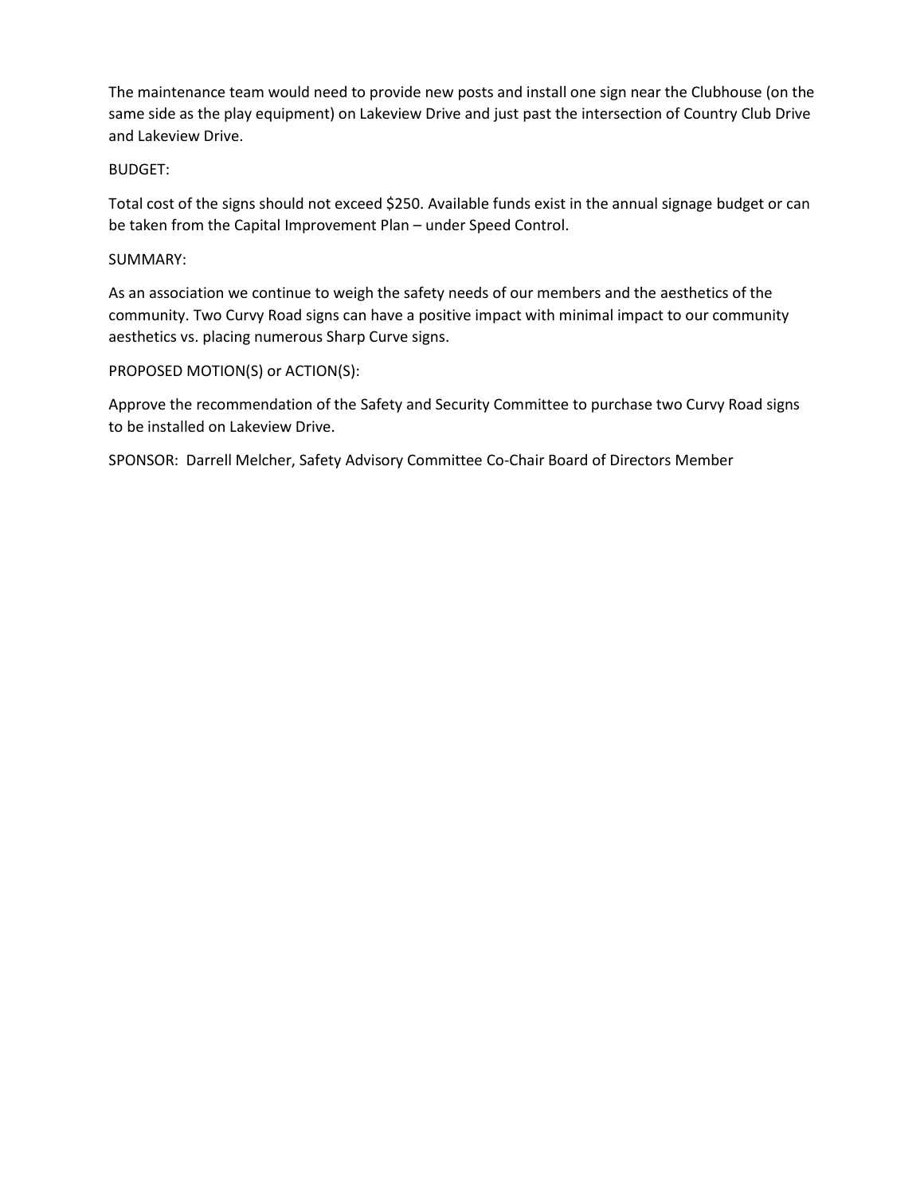The maintenance team would need to provide new posts and install one sign near the Clubhouse (on the same side as the play equipment) on Lakeview Drive and just past the intersection of Country Club Drive and Lakeview Drive.

BUDGET:

Total cost of the signs should not exceed $250. Available funds exist in the annual signage budget or can be taken from the Capital Improvement Plan – under Speed Control.

SUMMARY:

As an association we continue to weigh the safety needs of our members and the aesthetics of the community. Two Curvy Road signs can have a positive impact with minimal impact to our community aesthetics vs. placing numerous Sharp Curve signs.

PROPOSED MOTION(S) or ACTION(S):

Approve the recommendation of the Safety and Security Committee to purchase two Curvy Road signs to be installed on Lakeview Drive.

SPONSOR: Darrell Melcher, Safety Advisory Committee Co-Chair Board of Directors Member